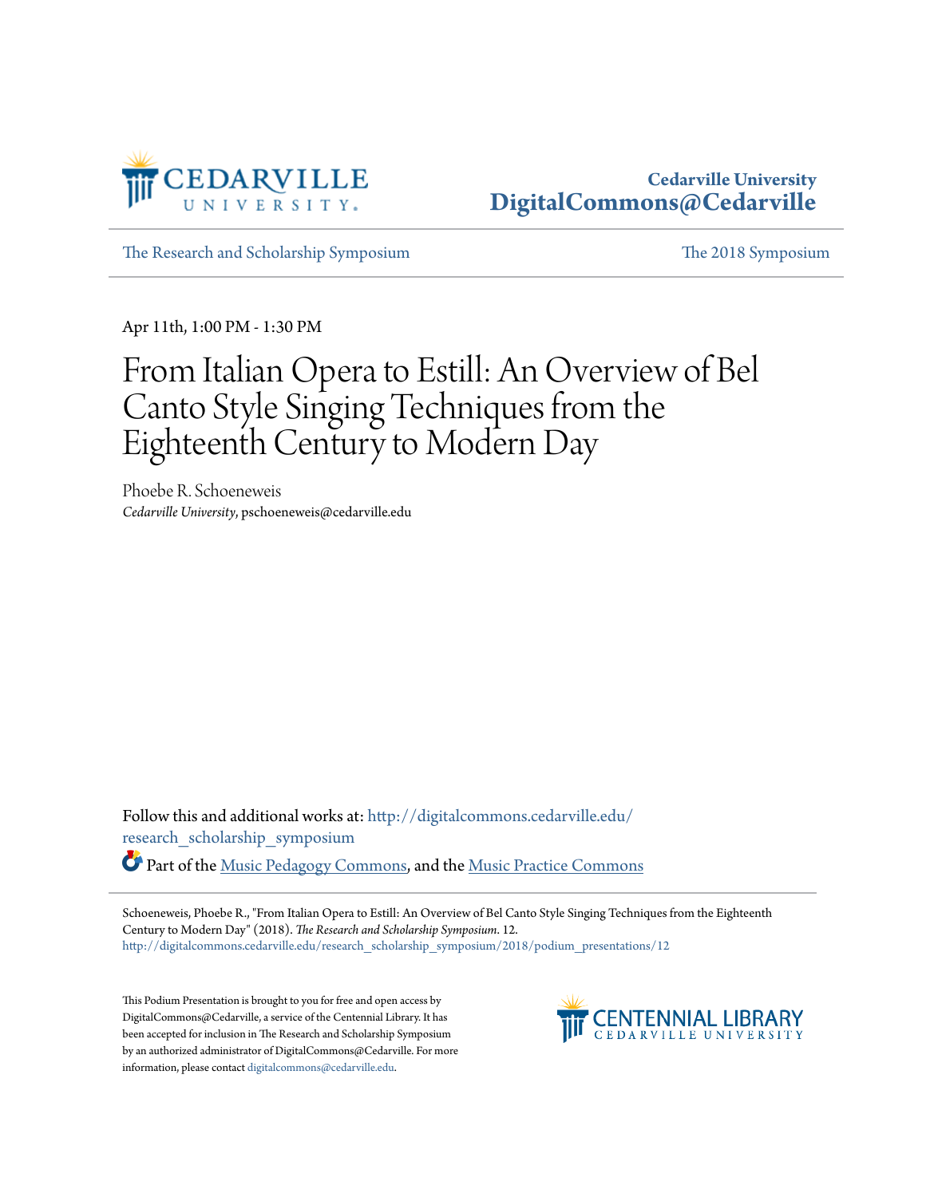Cedarville University
DigitalCommons@Cedarville

The Research and Scholarship Symposium | The 2018 Symposium

Apr 11th, 1:00 PM - 1:30 PM

# From Italian Opera to Estill: An Overview of Bel Canto Style Singing Techniques from the Eighteenth Century to Modern Day

Phoebe R. Schoeneweis
*Cedarville University*, pschoeneweis@cedarville.edu

Follow this and additional works at: http://digitalcommons.cedarville.edu/research_scholarship_symposium

Part of the Music Pedagogy Commons, and the Music Practice Commons

Schoeneweis, Phoebe R., "From Italian Opera to Estill: An Overview of Bel Canto Style Singing Techniques from the Eighteenth Century to Modern Day" (2018). *The Research and Scholarship Symposium*. 12.
http://digitalcommons.cedarville.edu/research_scholarship_symposium/2018/podium_presentations/12

This Podium Presentation is brought to you for free and open access by DigitalCommons@Cedarville, a service of the Centennial Library. It has been accepted for inclusion in The Research and Scholarship Symposium by an authorized administrator of DigitalCommons@Cedarville. For more information, please contact digitalcommons@cedarville.edu.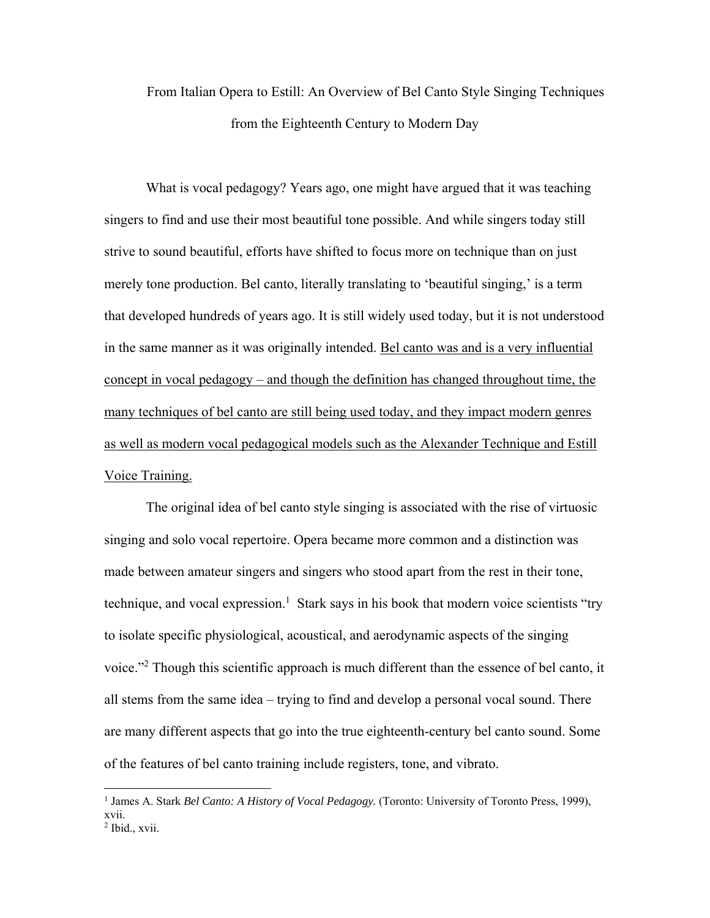# From Italian Opera to Estill: An Overview of Bel Canto Style Singing Techniques from the Eighteenth Century to Modern Day

What is vocal pedagogy? Years ago, one might have argued that it was teaching singers to find and use their most beautiful tone possible. And while singers today still strive to sound beautiful, efforts have shifted to focus more on technique than on just merely tone production. Bel canto, literally translating to 'beautiful singing,' is a term that developed hundreds of years ago. It is still widely used today, but it is not understood in the same manner as it was originally intended. <u>Bel canto was and is a very influential concept in vocal pedagogy – and though the definition has changed throughout time, the many techniques of bel canto are still being used today, and they impact modern genres as well as modern vocal pedagogical models such as the Alexander Technique and Estill Voice Training.</u>

The original idea of bel canto style singing is associated with the rise of virtuosic singing and solo vocal repertoire. Opera became more common and a distinction was made between amateur singers and singers who stood apart from the rest in their tone, technique, and vocal expression.[1] Stark says in his book that modern voice scientists "try to isolate specific physiological, acoustical, and aerodynamic aspects of the singing voice."[2] Though this scientific approach is much different than the essence of bel canto, it all stems from the same idea – trying to find and develop a personal vocal sound. There are many different aspects that go into the true eighteenth-century bel canto sound. Some of the features of bel canto training include registers, tone, and vibrato.

---

[1] James A. Stark *Bel Canto: A History of Vocal Pedagogy.* (Toronto: University of Toronto Press, 1999), xvii.

[2] Ibid., xvii.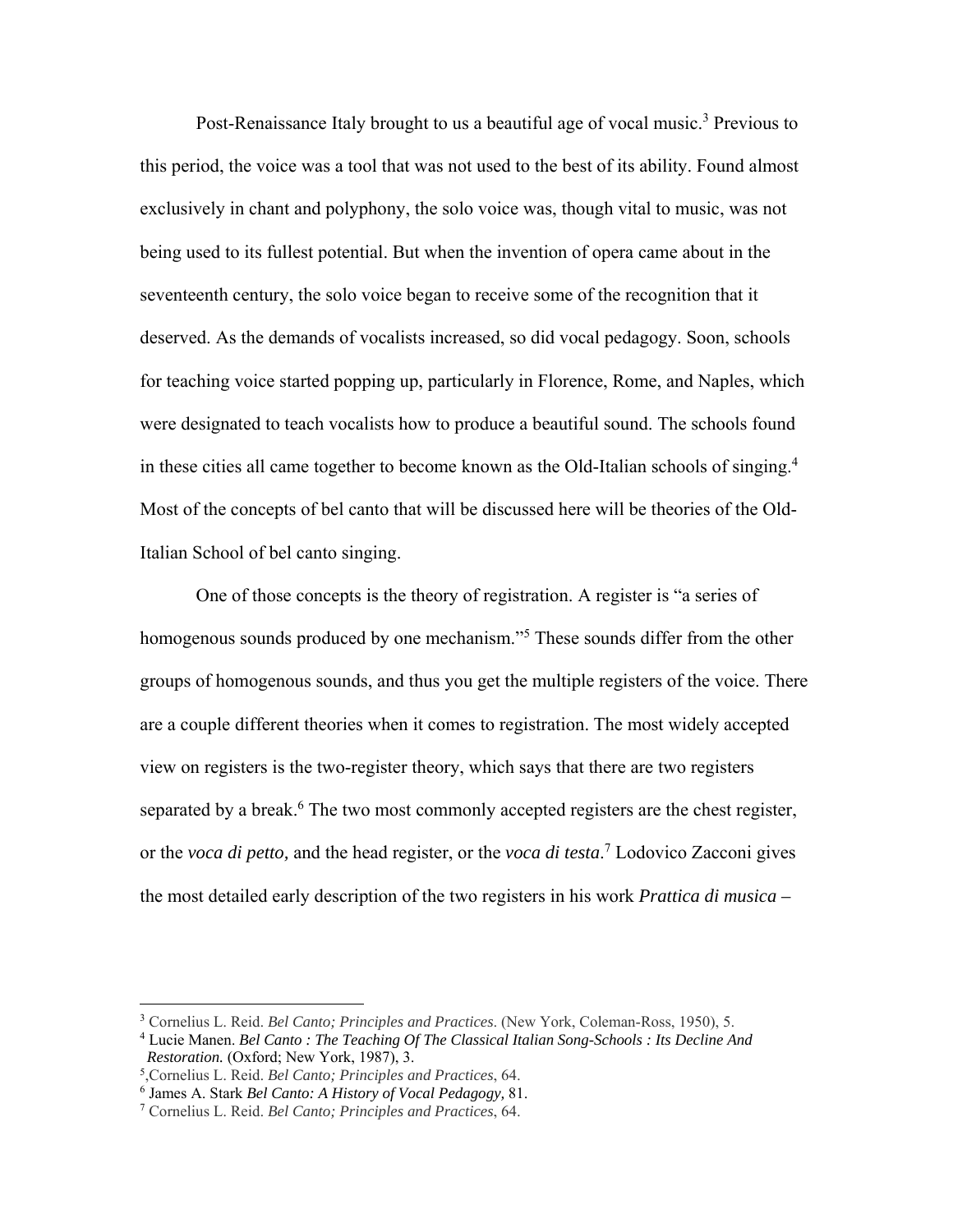Post-Renaissance Italy brought to us a beautiful age of vocal music.[3] Previous to this period, the voice was a tool that was not used to the best of its ability. Found almost exclusively in chant and polyphony, the solo voice was, though vital to music, was not being used to its fullest potential. But when the invention of opera came about in the seventeenth century, the solo voice began to receive some of the recognition that it deserved. As the demands of vocalists increased, so did vocal pedagogy. Soon, schools for teaching voice started popping up, particularly in Florence, Rome, and Naples, which were designated to teach vocalists how to produce a beautiful sound. The schools found in these cities all came together to become known as the Old-Italian schools of singing.[4] Most of the concepts of bel canto that will be discussed here will be theories of the Old-Italian School of bel canto singing.

One of those concepts is the theory of registration. A register is "a series of homogenous sounds produced by one mechanism."[5] These sounds differ from the other groups of homogenous sounds, and thus you get the multiple registers of the voice. There are a couple different theories when it comes to registration. The most widely accepted view on registers is the two-register theory, which says that there are two registers separated by a break.[6] The two most commonly accepted registers are the chest register, or the *voca di petto,* and the head register, or the *voca di testa*.[7] Lodovico Zacconi gives the most detailed early description of the two registers in his work *Prattica di musica* –

---

[3] Cornelius L. Reid. *Bel Canto; Principles and Practices*. (New York, Coleman-Ross, 1950), 5.

[4] Lucie Manen. *Bel Canto : The Teaching Of The Classical Italian Song-Schools : Its Decline And Restoration.* (Oxford; New York, 1987), 3.

[5] ,Cornelius L. Reid. *Bel Canto; Principles and Practices*, 64.

[6] James A. Stark *Bel Canto: A History of Vocal Pedagogy,* 81.

[7] Cornelius L. Reid. *Bel Canto; Principles and Practices*, 64.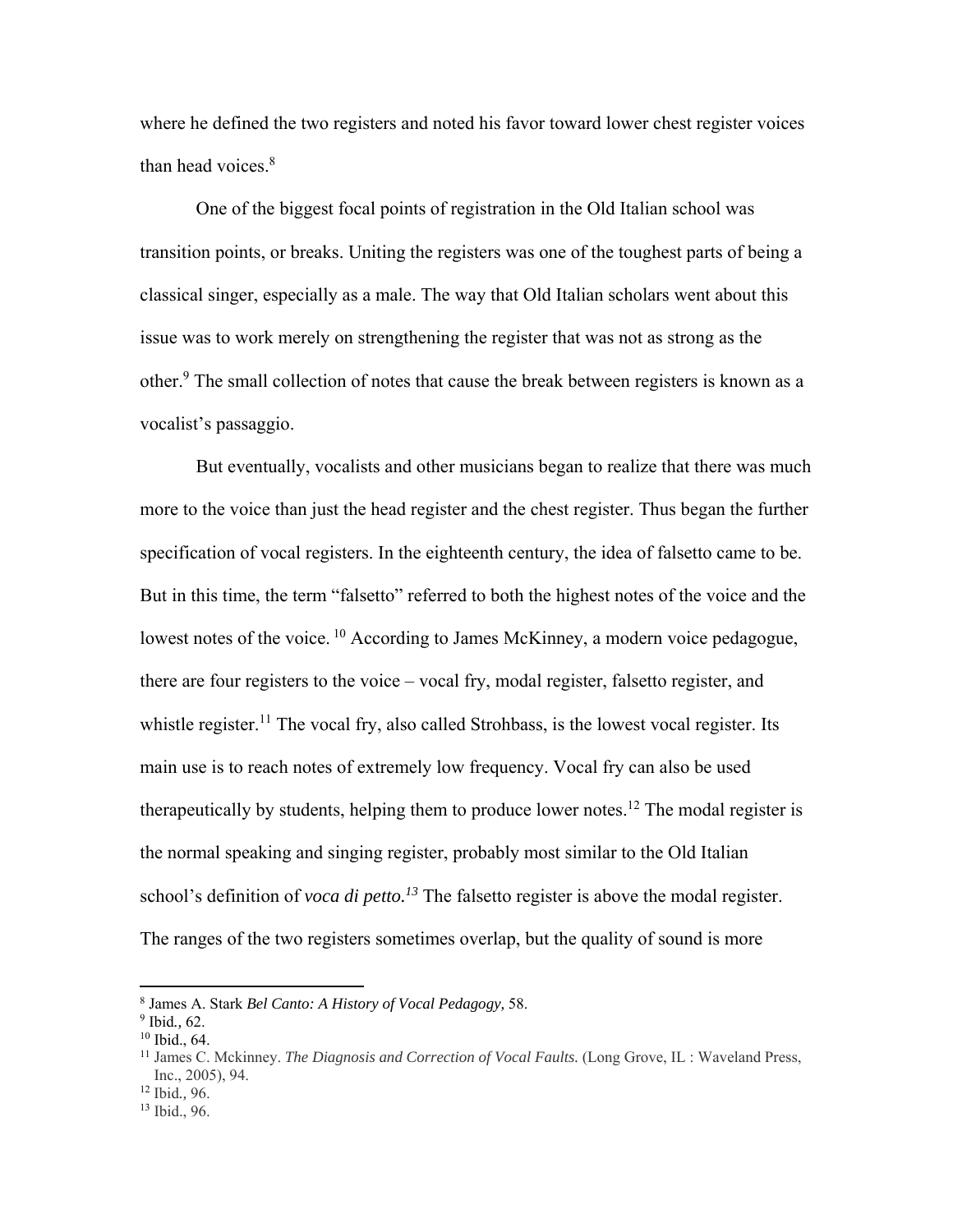where he defined the two registers and noted his favor toward lower chest register voices than head voices.[8]

One of the biggest focal points of registration in the Old Italian school was transition points, or breaks. Uniting the registers was one of the toughest parts of being a classical singer, especially as a male. The way that Old Italian scholars went about this issue was to work merely on strengthening the register that was not as strong as the other.[9] The small collection of notes that cause the break between registers is known as a vocalist's passaggio.

But eventually, vocalists and other musicians began to realize that there was much more to the voice than just the head register and the chest register. Thus began the further specification of vocal registers. In the eighteenth century, the idea of falsetto came to be. But in this time, the term "falsetto" referred to both the highest notes of the voice and the lowest notes of the voice.[10] According to James McKinney, a modern voice pedagogue, there are four registers to the voice – vocal fry, modal register, falsetto register, and whistle register.[11] The vocal fry, also called Strohbass, is the lowest vocal register. Its main use is to reach notes of extremely low frequency. Vocal fry can also be used therapeutically by students, helping them to produce lower notes.[12] The modal register is the normal speaking and singing register, probably most similar to the Old Italian school's definition of *voca di petto.*[13] The falsetto register is above the modal register. The ranges of the two registers sometimes overlap, but the quality of sound is more

---

[8] James A. Stark *Bel Canto: A History of Vocal Pedagogy,* 58.

[9] Ibid*.,* 62.

[10] Ibid., 64.

[11] James C. Mckinney. *The Diagnosis and Correction of Vocal Faults.* (Long Grove, IL : Waveland Press, Inc., 2005), 94.

[12] Ibid*.,* 96.

[13] Ibid., 96.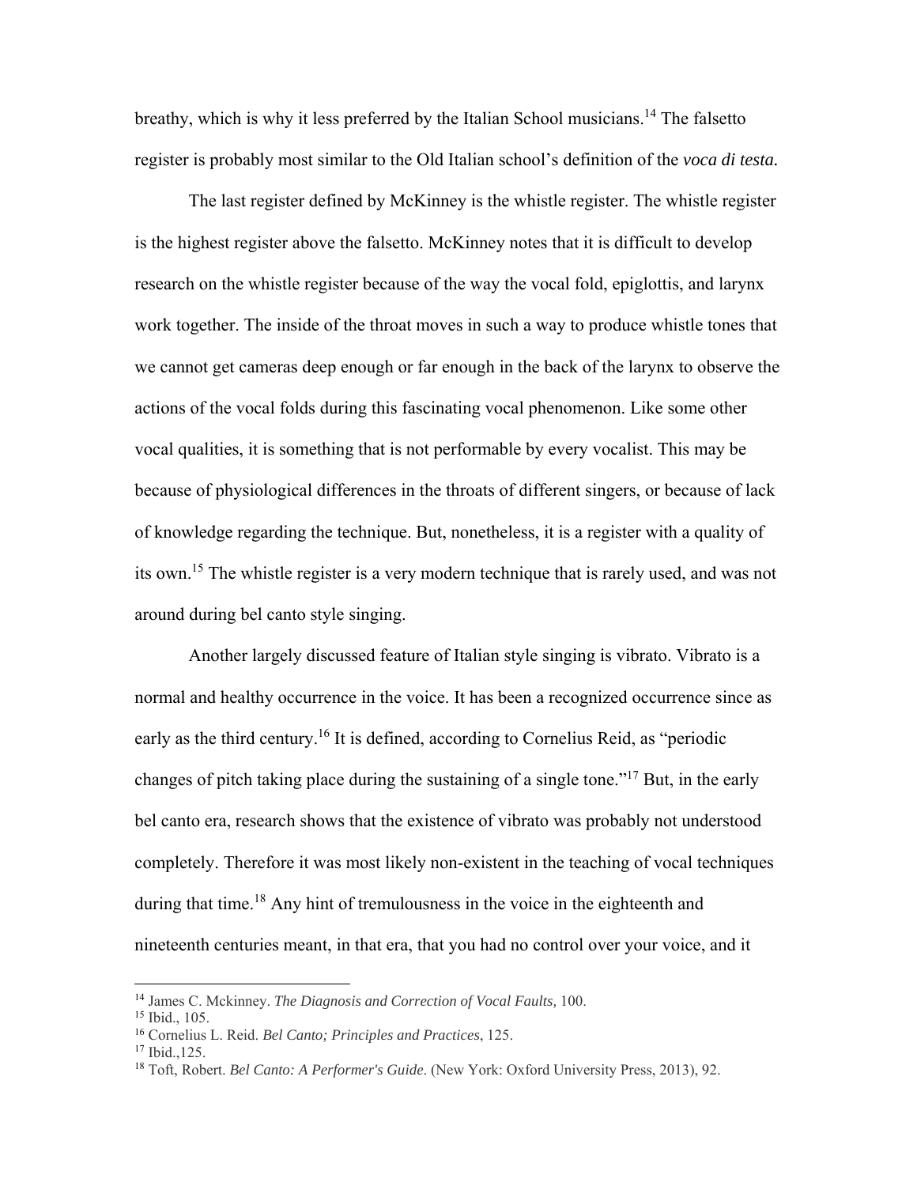breathy, which is why it less preferred by the Italian School musicians.[14] The falsetto register is probably most similar to the Old Italian school's definition of the *voca di testa.*

The last register defined by McKinney is the whistle register. The whistle register is the highest register above the falsetto. McKinney notes that it is difficult to develop research on the whistle register because of the way the vocal fold, epiglottis, and larynx work together. The inside of the throat moves in such a way to produce whistle tones that we cannot get cameras deep enough or far enough in the back of the larynx to observe the actions of the vocal folds during this fascinating vocal phenomenon. Like some other vocal qualities, it is something that is not performable by every vocalist. This may be because of physiological differences in the throats of different singers, or because of lack of knowledge regarding the technique. But, nonetheless, it is a register with a quality of its own.[15] The whistle register is a very modern technique that is rarely used, and was not around during bel canto style singing.

Another largely discussed feature of Italian style singing is vibrato. Vibrato is a normal and healthy occurrence in the voice. It has been a recognized occurrence since as early as the third century.[16] It is defined, according to Cornelius Reid, as "periodic changes of pitch taking place during the sustaining of a single tone."[17] But, in the early bel canto era, research shows that the existence of vibrato was probably not understood completely. Therefore it was most likely non-existent in the teaching of vocal techniques during that time.[18] Any hint of tremulousness in the voice in the eighteenth and nineteenth centuries meant, in that era, that you had no control over your voice, and it

---

[14] James C. Mckinney. *The Diagnosis and Correction of Vocal Faults,* 100.

[15] Ibid., 105.

[16] Cornelius L. Reid. *Bel Canto; Principles and Practices*, 125.

[17] Ibid.,125.

[18] Toft, Robert. *Bel Canto: A Performer's Guide*. (New York: Oxford University Press, 2013), 92.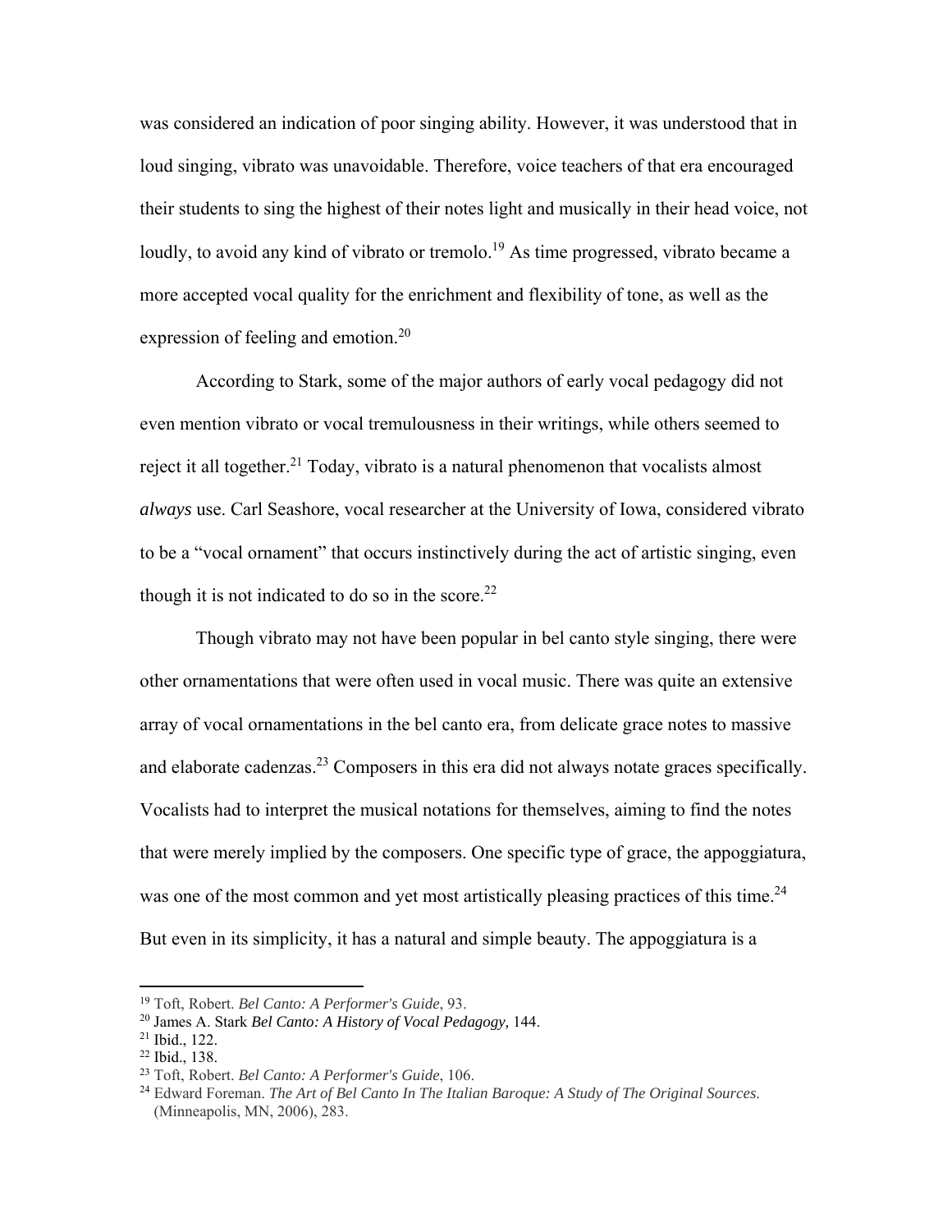was considered an indication of poor singing ability. However, it was understood that in loud singing, vibrato was unavoidable. Therefore, voice teachers of that era encouraged their students to sing the highest of their notes light and musically in their head voice, not loudly, to avoid any kind of vibrato or tremolo.[19] As time progressed, vibrato became a more accepted vocal quality for the enrichment and flexibility of tone, as well as the expression of feeling and emotion.[20]

According to Stark, some of the major authors of early vocal pedagogy did not even mention vibrato or vocal tremulousness in their writings, while others seemed to reject it all together.[21] Today, vibrato is a natural phenomenon that vocalists almost *always* use. Carl Seashore, vocal researcher at the University of Iowa, considered vibrato to be a "vocal ornament" that occurs instinctively during the act of artistic singing, even though it is not indicated to do so in the score.[22]

Though vibrato may not have been popular in bel canto style singing, there were other ornamentations that were often used in vocal music. There was quite an extensive array of vocal ornamentations in the bel canto era, from delicate grace notes to massive and elaborate cadenzas.[23] Composers in this era did not always notate graces specifically. Vocalists had to interpret the musical notations for themselves, aiming to find the notes that were merely implied by the composers. One specific type of grace, the appoggiatura, was one of the most common and yet most artistically pleasing practices of this time.[24] But even in its simplicity, it has a natural and simple beauty. The appoggiatura is a

---

[19] Toft, Robert. *Bel Canto: A Performer's Guide*, 93.

[20] James A. Stark *Bel Canto: A History of Vocal Pedagogy,* 144.

[21] Ibid., 122.

[22] Ibid., 138.

[23] Toft, Robert. *Bel Canto: A Performer's Guide*, 106.

[24] Edward Foreman. *The Art of Bel Canto In The Italian Baroque: A Study of The Original Sources*. (Minneapolis, MN, 2006), 283.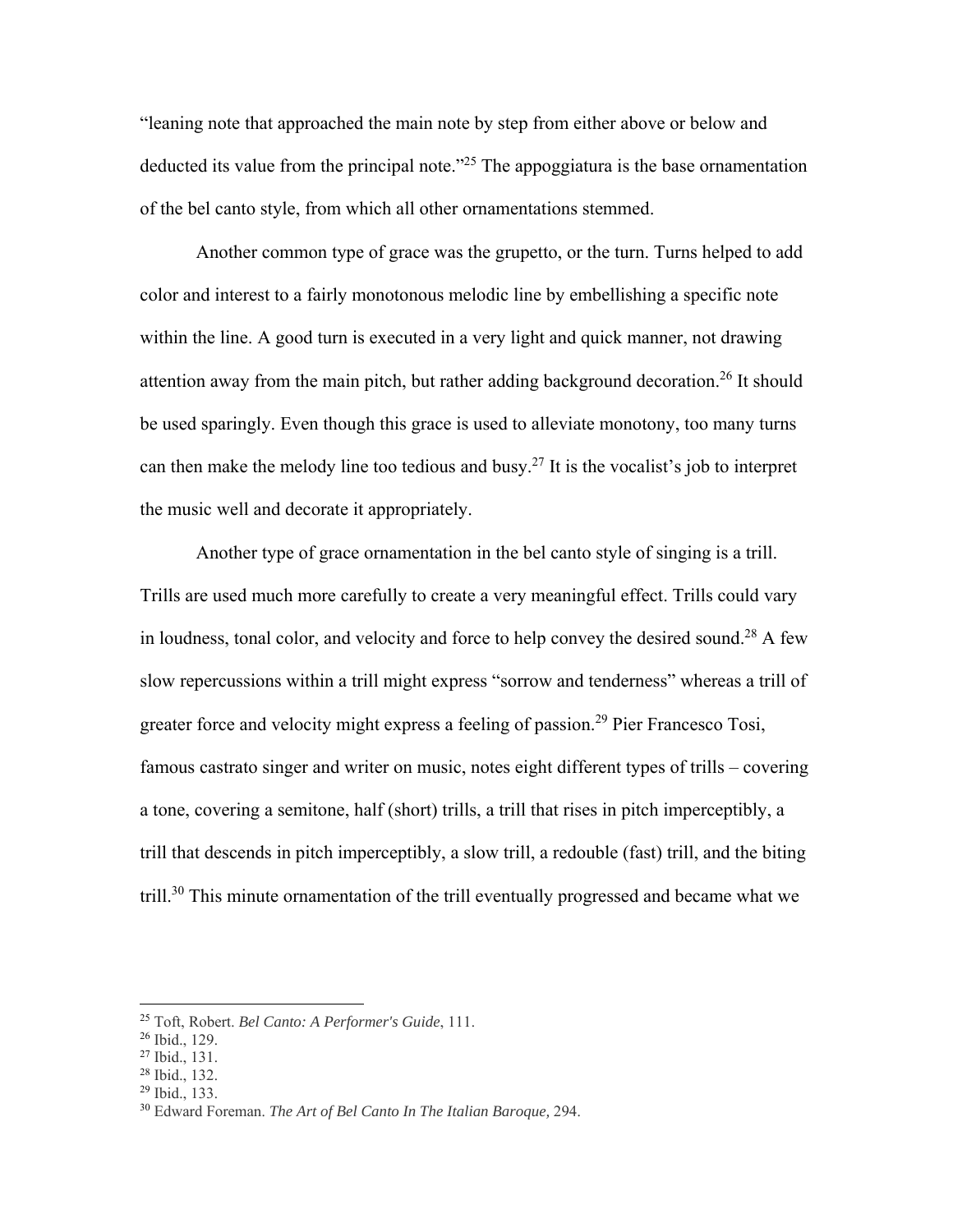"leaning note that approached the main note by step from either above or below and deducted its value from the principal note."[25] The appoggiatura is the base ornamentation of the bel canto style, from which all other ornamentations stemmed.

Another common type of grace was the grupetto, or the turn. Turns helped to add color and interest to a fairly monotonous melodic line by embellishing a specific note within the line. A good turn is executed in a very light and quick manner, not drawing attention away from the main pitch, but rather adding background decoration.[26] It should be used sparingly. Even though this grace is used to alleviate monotony, too many turns can then make the melody line too tedious and busy.[27] It is the vocalist's job to interpret the music well and decorate it appropriately.

Another type of grace ornamentation in the bel canto style of singing is a trill. Trills are used much more carefully to create a very meaningful effect. Trills could vary in loudness, tonal color, and velocity and force to help convey the desired sound.[28] A few slow repercussions within a trill might express "sorrow and tenderness" whereas a trill of greater force and velocity might express a feeling of passion.[29] Pier Francesco Tosi, famous castrato singer and writer on music, notes eight different types of trills – covering a tone, covering a semitone, half (short) trills, a trill that rises in pitch imperceptibly, a trill that descends in pitch imperceptibly, a slow trill, a redouble (fast) trill, and the biting trill.[30] This minute ornamentation of the trill eventually progressed and became what we

---

[25] Toft, Robert. *Bel Canto: A Performer's Guide*, 111.

[26] Ibid., 129.

[27] Ibid., 131.

[28] Ibid., 132.

[29] Ibid., 133.

[30] Edward Foreman. *The Art of Bel Canto In The Italian Baroque,* 294.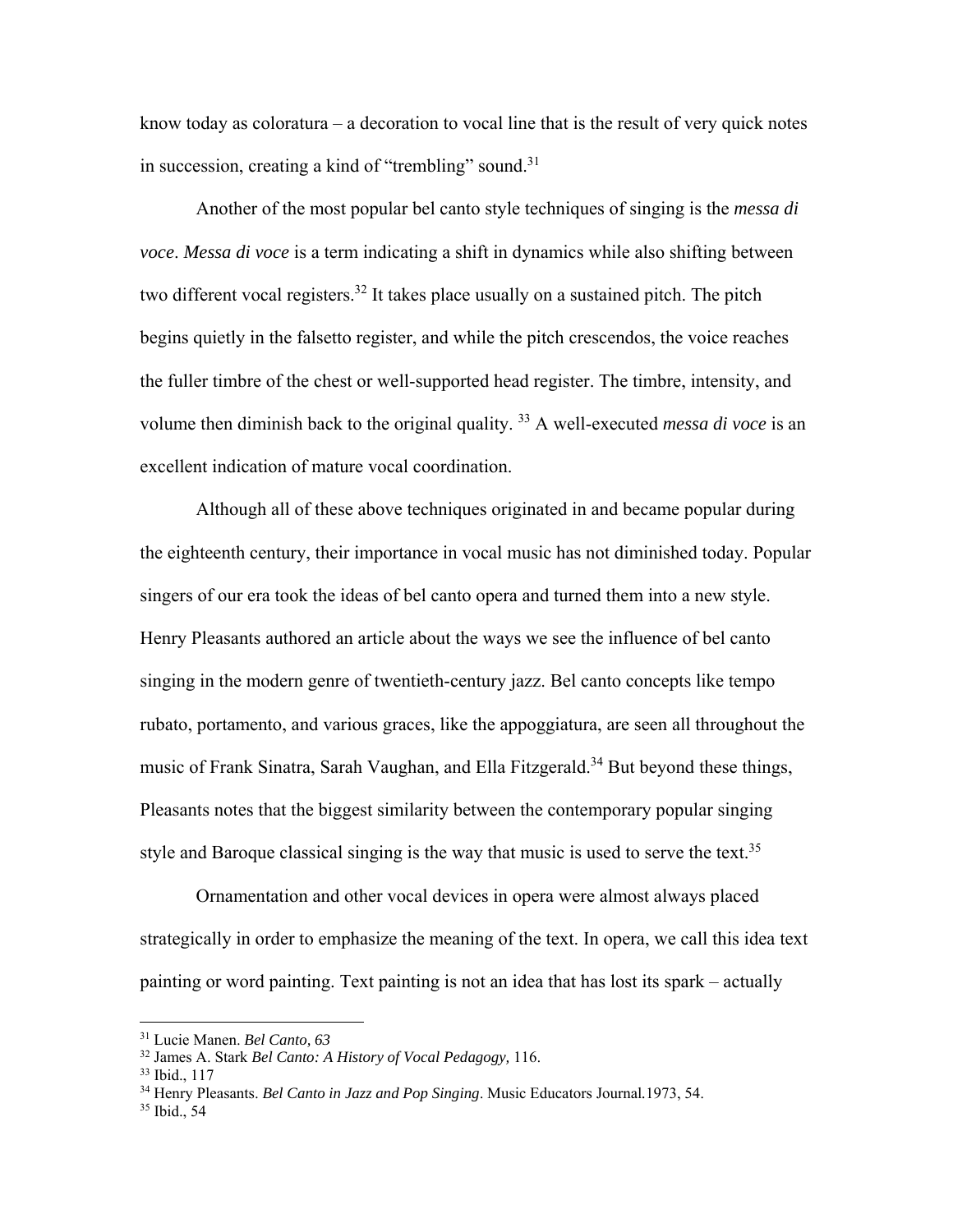know today as coloratura – a decoration to vocal line that is the result of very quick notes in succession, creating a kind of "trembling" sound.[31]

Another of the most popular bel canto style techniques of singing is the *messa di voce*. *Messa di voce* is a term indicating a shift in dynamics while also shifting between two different vocal registers.[32] It takes place usually on a sustained pitch. The pitch begins quietly in the falsetto register, and while the pitch crescendos, the voice reaches the fuller timbre of the chest or well-supported head register. The timbre, intensity, and volume then diminish back to the original quality. [33] A well-executed *messa di voce* is an excellent indication of mature vocal coordination.

Although all of these above techniques originated in and became popular during the eighteenth century, their importance in vocal music has not diminished today. Popular singers of our era took the ideas of bel canto opera and turned them into a new style. Henry Pleasants authored an article about the ways we see the influence of bel canto singing in the modern genre of twentieth-century jazz. Bel canto concepts like tempo rubato, portamento, and various graces, like the appoggiatura, are seen all throughout the music of Frank Sinatra, Sarah Vaughan, and Ella Fitzgerald.[34] But beyond these things, Pleasants notes that the biggest similarity between the contemporary popular singing style and Baroque classical singing is the way that music is used to serve the text.[35]

Ornamentation and other vocal devices in opera were almost always placed strategically in order to emphasize the meaning of the text. In opera, we call this idea text painting or word painting. Text painting is not an idea that has lost its spark – actually

---

[31] Lucie Manen. *Bel Canto, 63*

[32] James A. Stark *Bel Canto: A History of Vocal Pedagogy,* 116.

[33] Ibid., 117

[34] Henry Pleasants. *Bel Canto in Jazz and Pop Singing*. Music Educators Journal.1973, 54.

[35] Ibid., 54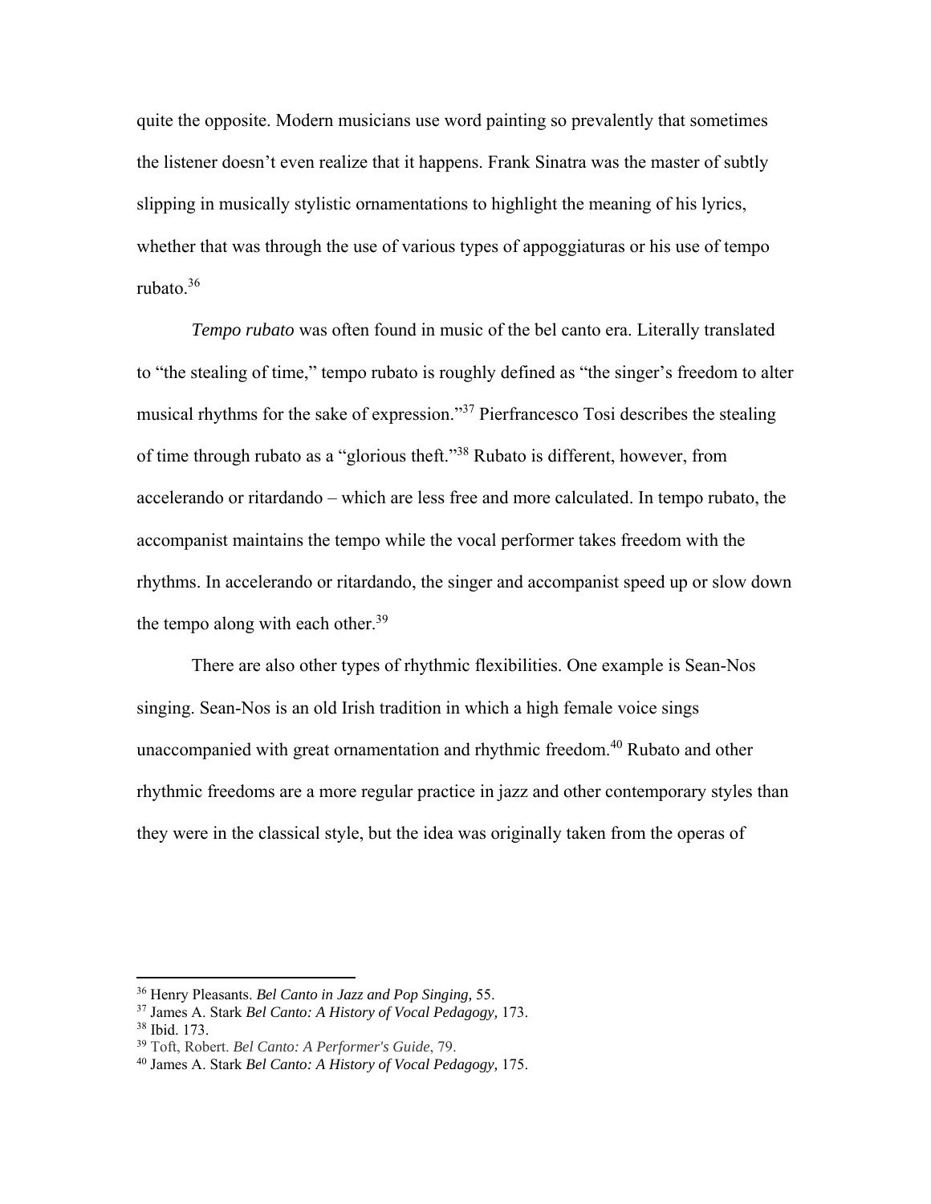quite the opposite. Modern musicians use word painting so prevalently that sometimes the listener doesn't even realize that it happens. Frank Sinatra was the master of subtly slipping in musically stylistic ornamentations to highlight the meaning of his lyrics, whether that was through the use of various types of appoggiaturas or his use of tempo rubato.[36]

*Tempo rubato* was often found in music of the bel canto era. Literally translated to "the stealing of time," tempo rubato is roughly defined as "the singer's freedom to alter musical rhythms for the sake of expression."[37] Pierfrancesco Tosi describes the stealing of time through rubato as a "glorious theft."[38] Rubato is different, however, from accelerando or ritardando – which are less free and more calculated. In tempo rubato, the accompanist maintains the tempo while the vocal performer takes freedom with the rhythms. In accelerando or ritardando, the singer and accompanist speed up or slow down the tempo along with each other.[39]

There are also other types of rhythmic flexibilities. One example is Sean-Nos singing. Sean-Nos is an old Irish tradition in which a high female voice sings unaccompanied with great ornamentation and rhythmic freedom.[40] Rubato and other rhythmic freedoms are a more regular practice in jazz and other contemporary styles than they were in the classical style, but the idea was originally taken from the operas of

---

[36] Henry Pleasants. *Bel Canto in Jazz and Pop Singing,* 55.
[37] James A. Stark *Bel Canto: A History of Vocal Pedagogy,* 173.
[38] Ibid. 173.
[39] Toft, Robert. *Bel Canto: A Performer's Guide*, 79.
[40] James A. Stark *Bel Canto: A History of Vocal Pedagogy,* 175.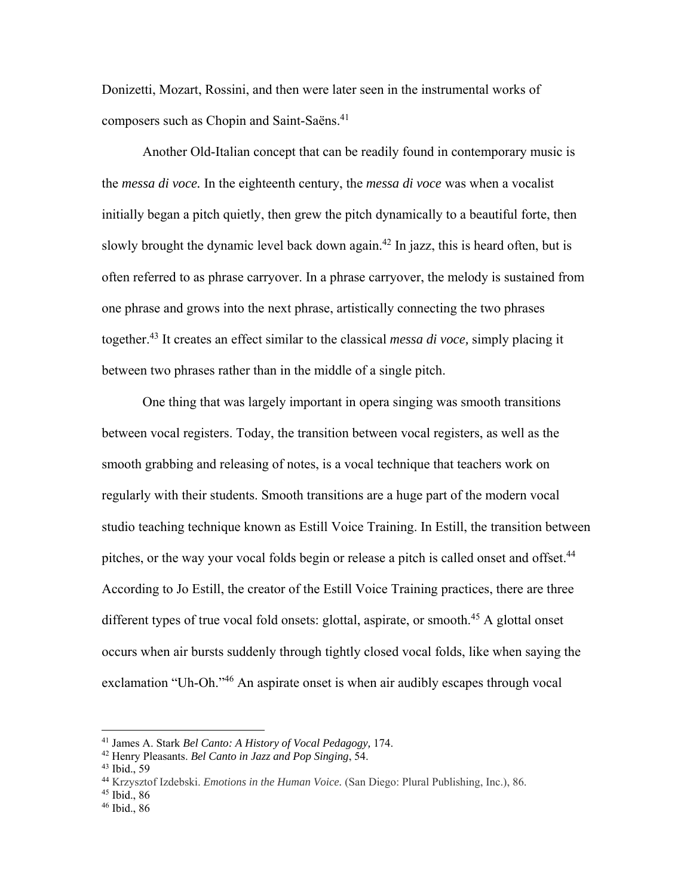Donizetti, Mozart, Rossini, and then were later seen in the instrumental works of composers such as Chopin and Saint-Saëns.[41]

Another Old-Italian concept that can be readily found in contemporary music is the *messa di voce.* In the eighteenth century, the *messa di voce* was when a vocalist initially began a pitch quietly, then grew the pitch dynamically to a beautiful forte, then slowly brought the dynamic level back down again.[42] In jazz, this is heard often, but is often referred to as phrase carryover. In a phrase carryover, the melody is sustained from one phrase and grows into the next phrase, artistically connecting the two phrases together.[43] It creates an effect similar to the classical *messa di voce,* simply placing it between two phrases rather than in the middle of a single pitch.

One thing that was largely important in opera singing was smooth transitions between vocal registers. Today, the transition between vocal registers, as well as the smooth grabbing and releasing of notes, is a vocal technique that teachers work on regularly with their students. Smooth transitions are a huge part of the modern vocal studio teaching technique known as Estill Voice Training. In Estill, the transition between pitches, or the way your vocal folds begin or release a pitch is called onset and offset.[44] According to Jo Estill, the creator of the Estill Voice Training practices, there are three different types of true vocal fold onsets: glottal, aspirate, or smooth.[45] A glottal onset occurs when air bursts suddenly through tightly closed vocal folds, like when saying the exclamation "Uh-Oh."[46] An aspirate onset is when air audibly escapes through vocal

---

[41] James A. Stark *Bel Canto: A History of Vocal Pedagogy,* 174.
[42] Henry Pleasants. *Bel Canto in Jazz and Pop Singing*, 54.
[43] Ibid., 59
[44] Krzysztof Izdebski. *Emotions in the Human Voice.* (San Diego: Plural Publishing, Inc.), 86.
[45] Ibid., 86
[46] Ibid., 86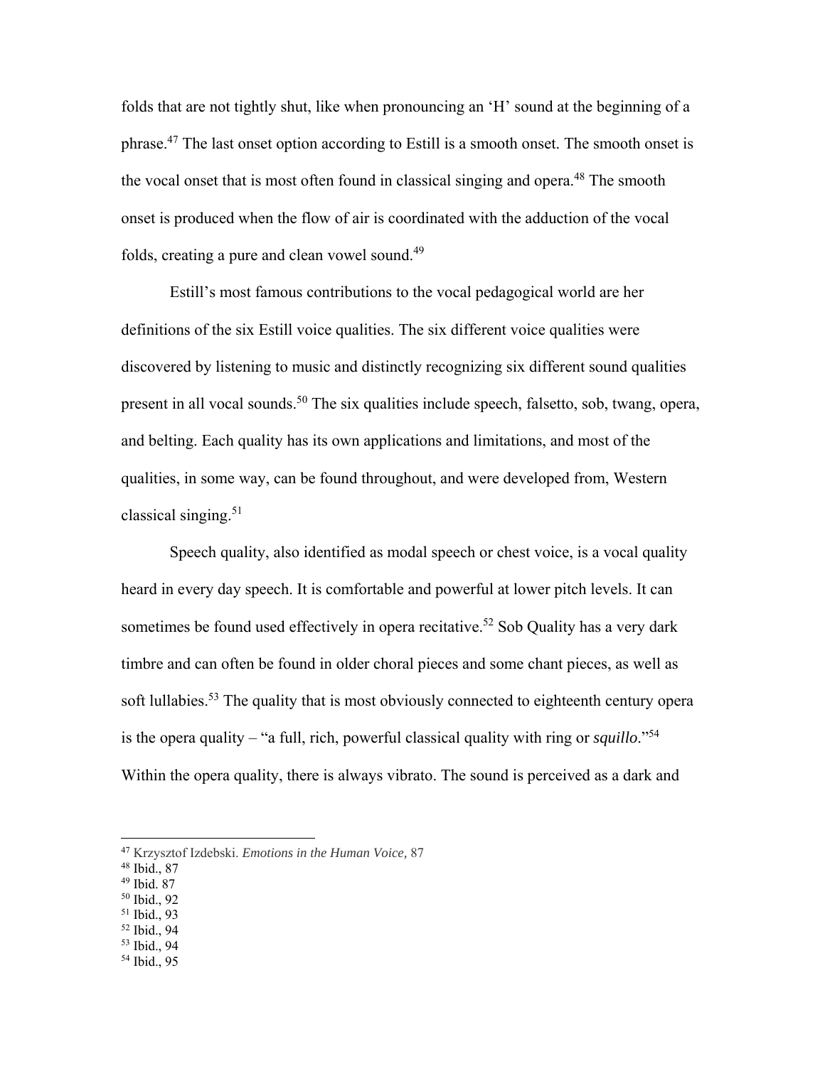folds that are not tightly shut, like when pronouncing an 'H' sound at the beginning of a phrase.[47] The last onset option according to Estill is a smooth onset. The smooth onset is the vocal onset that is most often found in classical singing and opera.[48] The smooth onset is produced when the flow of air is coordinated with the adduction of the vocal folds, creating a pure and clean vowel sound.[49]

Estill's most famous contributions to the vocal pedagogical world are her definitions of the six Estill voice qualities. The six different voice qualities were discovered by listening to music and distinctly recognizing six different sound qualities present in all vocal sounds.[50] The six qualities include speech, falsetto, sob, twang, opera, and belting. Each quality has its own applications and limitations, and most of the qualities, in some way, can be found throughout, and were developed from, Western classical singing.[51]

Speech quality, also identified as modal speech or chest voice, is a vocal quality heard in every day speech. It is comfortable and powerful at lower pitch levels. It can sometimes be found used effectively in opera recitative.[52] Sob Quality has a very dark timbre and can often be found in older choral pieces and some chant pieces, as well as soft lullabies.[53] The quality that is most obviously connected to eighteenth century opera is the opera quality – "a full, rich, powerful classical quality with ring or *squillo*."[54] Within the opera quality, there is always vibrato. The sound is perceived as a dark and

---

[47] Krzysztof Izdebski. *Emotions in the Human Voice,* 87
[48] Ibid., 87
[49] Ibid. 87
[50] Ibid., 92
[51] Ibid., 93
[52] Ibid., 94
[53] Ibid., 94
[54] Ibid., 95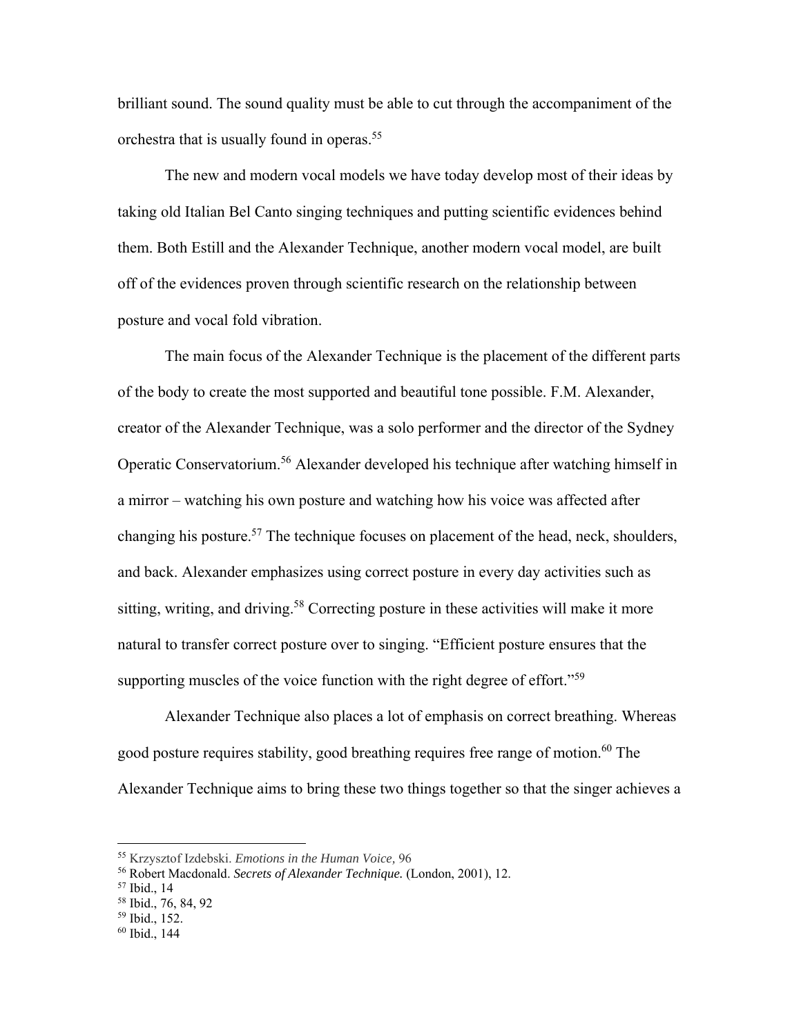brilliant sound. The sound quality must be able to cut through the accompaniment of the orchestra that is usually found in operas.[55]

The new and modern vocal models we have today develop most of their ideas by taking old Italian Bel Canto singing techniques and putting scientific evidences behind them. Both Estill and the Alexander Technique, another modern vocal model, are built off of the evidences proven through scientific research on the relationship between posture and vocal fold vibration.

The main focus of the Alexander Technique is the placement of the different parts of the body to create the most supported and beautiful tone possible. F.M. Alexander, creator of the Alexander Technique, was a solo performer and the director of the Sydney Operatic Conservatorium.[56] Alexander developed his technique after watching himself in a mirror – watching his own posture and watching how his voice was affected after changing his posture.[57] The technique focuses on placement of the head, neck, shoulders, and back. Alexander emphasizes using correct posture in every day activities such as sitting, writing, and driving.[58] Correcting posture in these activities will make it more natural to transfer correct posture over to singing. "Efficient posture ensures that the supporting muscles of the voice function with the right degree of effort."[59]

Alexander Technique also places a lot of emphasis on correct breathing. Whereas good posture requires stability, good breathing requires free range of motion.[60] The Alexander Technique aims to bring these two things together so that the singer achieves a

---

[55] Krzysztof Izdebski. *Emotions in the Human Voice*, 96
[56] Robert Macdonald. ***Secrets of Alexander Technique.*** (London, 2001), 12.
[57] Ibid., 14
[58] Ibid., 76, 84, 92
[59] Ibid., 152.
[60] Ibid., 144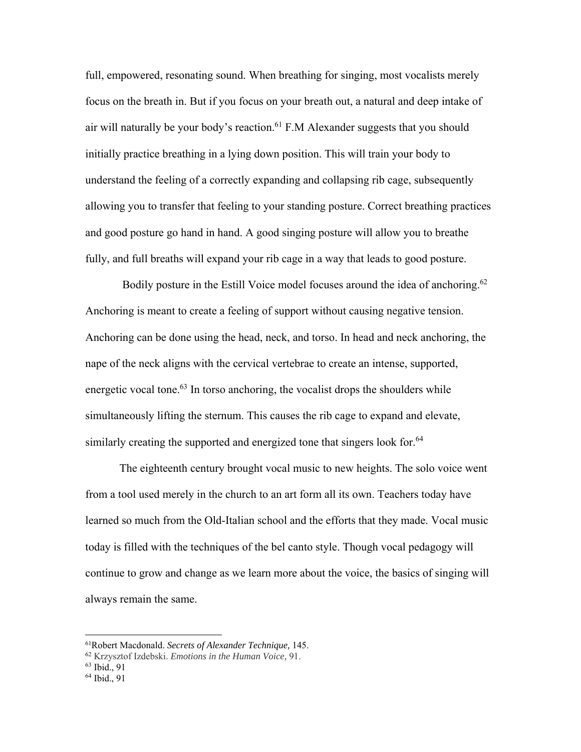full, empowered, resonating sound. When breathing for singing, most vocalists merely focus on the breath in. But if you focus on your breath out, a natural and deep intake of air will naturally be your body's reaction.[61] F.M Alexander suggests that you should initially practice breathing in a lying down position. This will train your body to understand the feeling of a correctly expanding and collapsing rib cage, subsequently allowing you to transfer that feeling to your standing posture. Correct breathing practices and good posture go hand in hand. A good singing posture will allow you to breathe fully, and full breaths will expand your rib cage in a way that leads to good posture.

Bodily posture in the Estill Voice model focuses around the idea of anchoring.[62] Anchoring is meant to create a feeling of support without causing negative tension. Anchoring can be done using the head, neck, and torso. In head and neck anchoring, the nape of the neck aligns with the cervical vertebrae to create an intense, supported, energetic vocal tone.[63] In torso anchoring, the vocalist drops the shoulders while simultaneously lifting the sternum. This causes the rib cage to expand and elevate, similarly creating the supported and energized tone that singers look for.[64]

The eighteenth century brought vocal music to new heights. The solo voice went from a tool used merely in the church to an art form all its own. Teachers today have learned so much from the Old-Italian school and the efforts that they made. Vocal music today is filled with the techniques of the bel canto style. Though vocal pedagogy will continue to grow and change as we learn more about the voice, the basics of singing will always remain the same.

---

[61] Robert Macdonald. *Secrets of Alexander Technique,* 145.

[62] Krzysztof Izdebski. *Emotions in the Human Voice,* 91.

[63] Ibid., 91

[64] Ibid., 91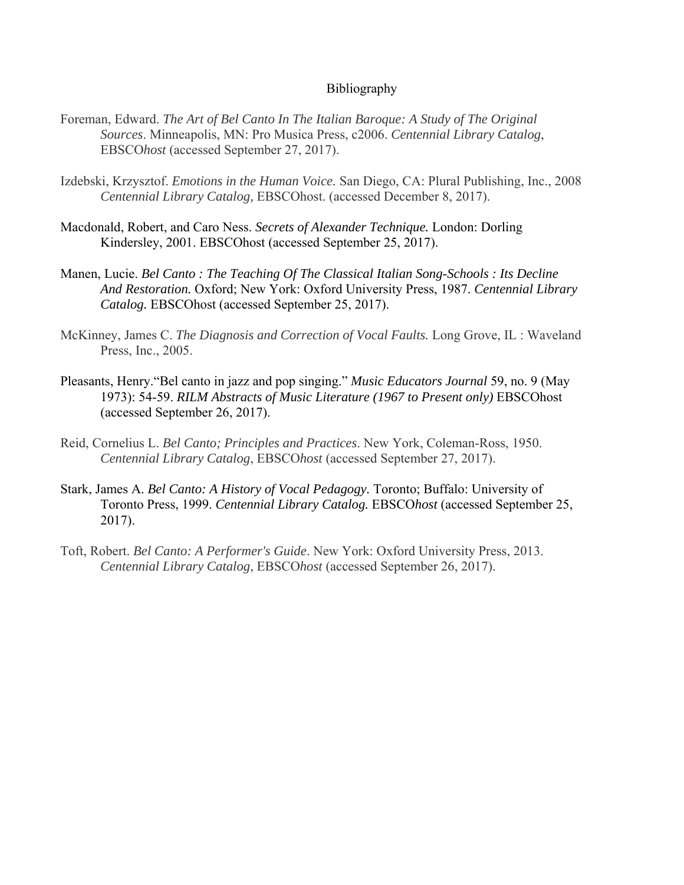# Bibliography

Foreman, Edward. *The Art of Bel Canto In The Italian Baroque: A Study of The Original Sources*. Minneapolis, MN: Pro Musica Press, c2006. *Centennial Library Catalog*, EBSCO*host* (accessed September 27, 2017).

Izdebski, Krzysztof. *Emotions in the Human Voice.* San Diego, CA: Plural Publishing, Inc., 2008 *Centennial Library Catalog,* EBSCOhost. (accessed December 8, 2017).

Macdonald, Robert, and Caro Ness. *Secrets of Alexander Technique.* London: Dorling Kindersley, 2001. EBSCOhost (accessed September 25, 2017).

Manen, Lucie. *Bel Canto : The Teaching Of The Classical Italian Song-Schools : Its Decline And Restoration.* Oxford; New York: Oxford University Press, 1987. *Centennial Library Catalog.* EBSCOhost (accessed September 25, 2017).

McKinney, James C. *The Diagnosis and Correction of Vocal Faults.* Long Grove, IL : Waveland Press, Inc., 2005.

Pleasants, Henry."Bel canto in jazz and pop singing." *Music Educators Journal* 59, no. 9 (May 1973): 54-59. *RILM Abstracts of Music Literature (1967 to Present only)* EBSCOhost (accessed September 26, 2017).

Reid, Cornelius L. *Bel Canto; Principles and Practices*. New York, Coleman-Ross, 1950. *Centennial Library Catalog*, EBSCO*host* (accessed September 27, 2017).

Stark, James A. *Bel Canto: A History of Vocal Pedagogy.* Toronto; Buffalo: University of Toronto Press, 1999. *Centennial Library Catalog.* EBSCO*host* (accessed September 25, 2017).

Toft, Robert. *Bel Canto: A Performer's Guide*. New York: Oxford University Press, 2013. *Centennial Library Catalog*, EBSCO*host* (accessed September 26, 2017).